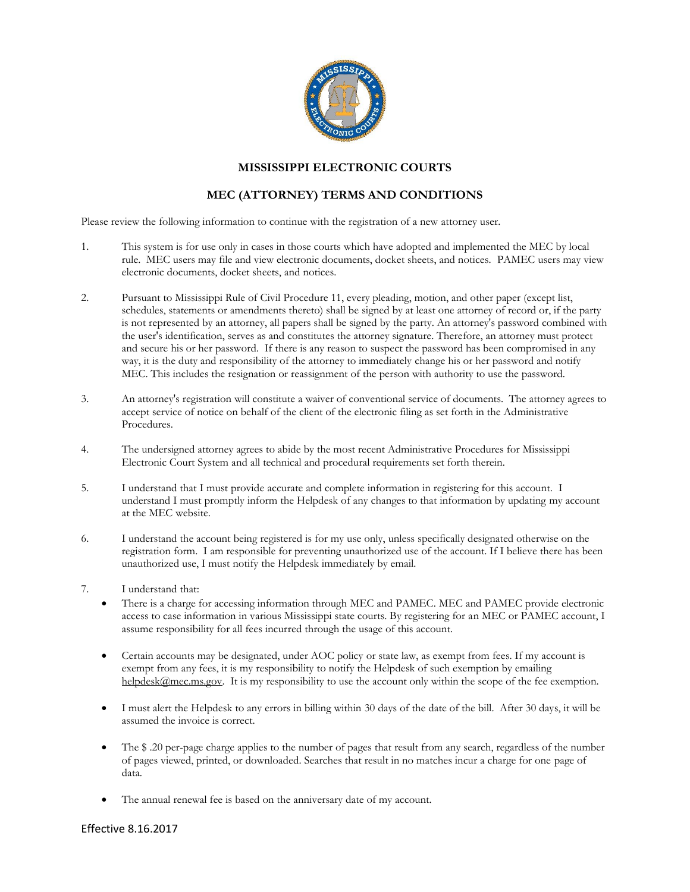# MISSISSIPPI ELECTRONIC COURTS

## MEC (ATTORNEY) TERMS AND CONDITIONS

Please review the following information to continue with the registration of a new attorney user.

1. This system is for use only in cases in those courts which have adopted and implemented the MEC by local rule. MEC users may file and view electronic documents, docket sheets, and notices. PAMEC users may view electronic documents, docket sheets, and notices.

2. Pursuant to Mississippi Rule of Civil Procedure 11, every pleading, motion, and other paper (except list, schedules, statements or amendments thereto) shall be signed by at least one attorney of record or, if the party is not represented by an attorney, all papers shall be signed by the party. An attorney's password combined with the user's identification, serves as and constitutes the attorney signature. Therefore, an attorney must protect and secure his or her password. If there is any reason to suspect the password has been compromised in any way, it is the duty and responsibility of the attorney to immediately change his or her password and notify MEC. This includes the resignation or reassignment of the person with authority to use the password.

3. An attorney's registration will constitute a waiver of conventional service of documents. The attorney agrees to accept service of notice on behalf of the client of the electronic filing as set forth in the Administrative Procedures.

4. The undersigned attorney agrees to abide by the most recent Administrative Procedures for Mississippi Electronic Court System and all technical and procedural requirements set forth therein.

5. I understand that I must provide accurate and complete information in registering for this account. I understand I must promptly inform the Helpdesk of any changes to that information by updating my account at the MEC website.

6. I understand the account being registered is for my use only, unless specifically designated otherwise on the registration form. I am responsible for preventing unauthorized use of the account. If I believe there has been unauthorized use, I must notify the Helpdesk immediately by email.

7. I understand that:
   - There is a charge for accessing information through MEC and PAMEC. MEC and PAMEC provide electronic access to case information in various Mississippi state courts. By registering for an MEC or PAMEC account, I assume responsibility for all fees incurred through the usage of this account.
   - Certain accounts may be designated, under AOC policy or state law, as exempt from fees. If my account is exempt from any fees, it is my responsibility to notify the Helpdesk of such exemption by emailing helpdesk@mec.ms.gov. It is my responsibility to use the account only within the scope of the fee exemption.
   - I must alert the Helpdesk to any errors in billing within 30 days of the date of the bill. After 30 days, it will be assumed the invoice is correct.
   - The $ .20 per-page charge applies to the number of pages that result from any search, regardless of the number of pages viewed, printed, or downloaded. Searches that result in no matches incur a charge for one page of data.
   - The annual renewal fee is based on the anniversary date of my account.

Effective 8.16.2017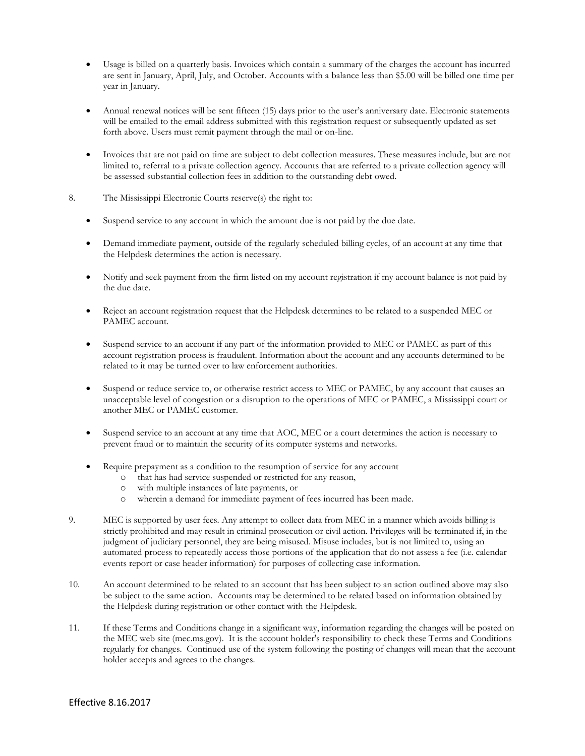- Usage is billed on a quarterly basis. Invoices which contain a summary of the charges the account has incurred are sent in January, April, July, and October. Accounts with a balance less than $5.00 will be billed one time per year in January.

- Annual renewal notices will be sent fifteen (15) days prior to the user's anniversary date. Electronic statements will be emailed to the email address submitted with this registration request or subsequently updated as set forth above. Users must remit payment through the mail or on-line.

- Invoices that are not paid on time are subject to debt collection measures. These measures include, but are not limited to, referral to a private collection agency. Accounts that are referred to a private collection agency will be assessed substantial collection fees in addition to the outstanding debt owed.

8. The Mississippi Electronic Courts reserve(s) the right to:

   - Suspend service to any account in which the amount due is not paid by the due date.

   - Demand immediate payment, outside of the regularly scheduled billing cycles, of an account at any time that the Helpdesk determines the action is necessary.

   - Notify and seek payment from the firm listed on my account registration if my account balance is not paid by the due date.

   - Reject an account registration request that the Helpdesk determines to be related to a suspended MEC or PAMEC account.

   - Suspend service to an account if any part of the information provided to MEC or PAMEC as part of this account registration process is fraudulent. Information about the account and any accounts determined to be related to it may be turned over to law enforcement authorities.

   - Suspend or reduce service to, or otherwise restrict access to MEC or PAMEC, by any account that causes an unacceptable level of congestion or a disruption to the operations of MEC or PAMEC, a Mississippi court or another MEC or PAMEC customer.

   - Suspend service to an account at any time that AOC, MEC or a court determines the action is necessary to prevent fraud or to maintain the security of its computer systems and networks.

   - Require prepayment as a condition to the resumption of service for any account
     - that has had service suspended or restricted for any reason,
     - with multiple instances of late payments, or
     - wherein a demand for immediate payment of fees incurred has been made.

9. MEC is supported by user fees. Any attempt to collect data from MEC in a manner which avoids billing is strictly prohibited and may result in criminal prosecution or civil action. Privileges will be terminated if, in the judgment of judiciary personnel, they are being misused. Misuse includes, but is not limited to, using an automated process to repeatedly access those portions of the application that do not assess a fee (i.e. calendar events report or case header information) for purposes of collecting case information.

10. An account determined to be related to an account that has been subject to an action outlined above may also be subject to the same action. Accounts may be determined to be related based on information obtained by the Helpdesk during registration or other contact with the Helpdesk.

11. If these Terms and Conditions change in a significant way, information regarding the changes will be posted on the MEC web site (mec.ms.gov). It is the account holder's responsibility to check these Terms and Conditions regularly for changes. Continued use of the system following the posting of changes will mean that the account holder accepts and agrees to the changes.

Effective 8.16.2017